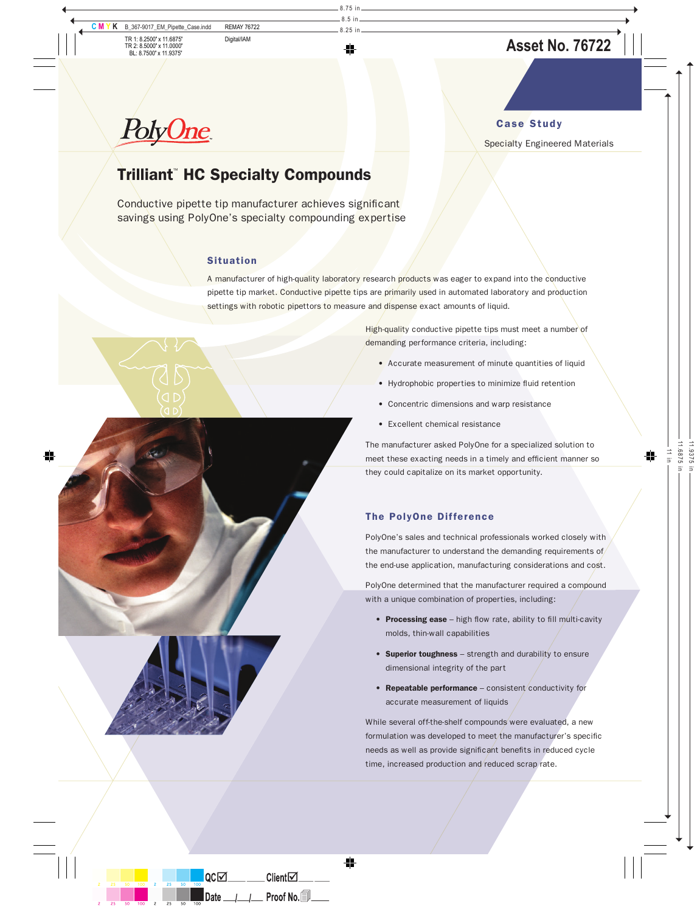PolyOne

**Case Study**

Specialty Engineered Materials

# Trilliant™ HC Specialty Compounds

Conductive pipette tip manufacturer achieves significant savings using PolyOne's specialty compounding expertise

## Situation

A manufacturer of high-quality laboratory research products was eager to expand into the conductive pipette tip market. Conductive pipette tips are primarily used in automated laboratory and production settings with robotic pipettors to measure and dispense exact amounts of liquid.

High-quality conductive pipette tips must meet a number of demanding performance criteria, including:

- Accurate measurement of minute quantities of liquid
- Hydrophobic properties to minimize fluid retention
- Concentric dimensions and warp resistance
- Excellent chemical resistance

The manufacturer asked PolyOne for a specialized solution to meet these exacting needs in a timely and efficient manner so they could capitalize on its market opportunity.

## The PolyOne Difference

PolyOne's sales and technical professionals worked closely with the manufacturer to understand the demanding requirements of the end-use application, manufacturing considerations and cost.

PolyOne determined that the manufacturer required a compound with a unique combination of properties, including:

- **Processing ease** – high flow rate, ability to fill multi-cavity molds, thin-wall capabilities
- **Superior toughness** – strength and durability to ensure dimensional integrity of the part
- **Repeatable performance** – consistent conductivity for accurate measurement of liquids

While several off-the-shelf compounds were evaluated, a new formulation was developed to meet the manufacturer's specific needs as well as provide significant benefits in reduced cycle time, increased production and reduced scrap rate.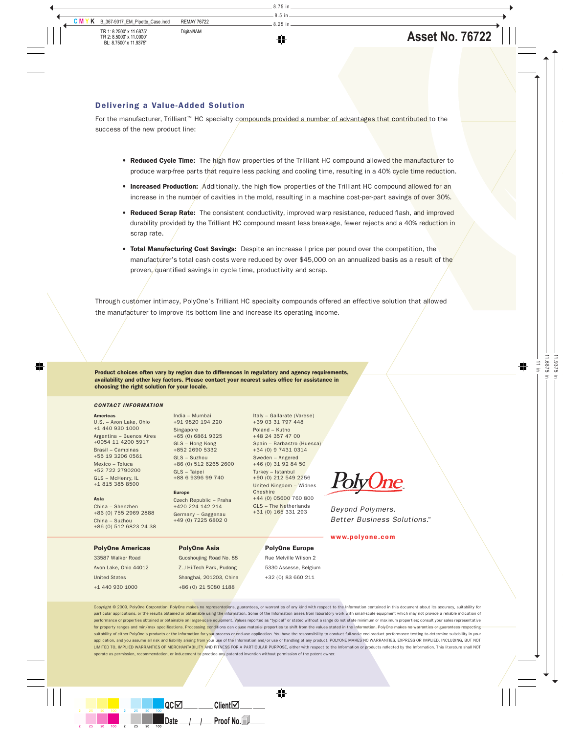## Delivering a Value-Added Solution

For the manufacturer, Trilliant™ HC specialty compounds provided a number of advantages that contributed to the success of the new product line:

- **Reduced Cycle Time:** The high flow properties of the Trilliant HC compound allowed the manufacturer to produce warp-free parts that require less packing and cooling time, resulting in a 40% cycle time reduction.
- **Increased Production:** Additionally, the high flow properties of the Trilliant HC compound allowed for an increase in the number of cavities in the mold, resulting in a machine cost-per-part savings of over 30%.
- **Reduced Scrap Rate:** The consistent conductivity, improved warp resistance, reduced flash, and improved durability provided by the Trilliant HC compound meant less breakage, fewer rejects and a 40% reduction in scrap rate.
- **Total Manufacturing Cost Savings:** Despite an increase I price per pound over the competition, the manufacturer's total cash costs were reduced by over $45,000 on an annualized basis as a result of the proven, quantified savings in cycle time, productivity and scrap.

Through customer intimacy, PolyOne's Trilliant HC specialty compounds offered an effective solution that allowed the manufacturer to improve its bottom line and increase its operating income.

**Product choices often vary by region due to differences in regulatory and agency requirements, availability and other key factors. Please contact your nearest sales office for assistance in choosing the right solution for your locale.**

***CONTACT INFORMATION***

**Americas**
U.S. – Avon Lake, Ohio
+1 440 930 1000
Argentina – Buenos Aires
+0054 11 4200 5917
Brasil – Campinas
+55 19 3206 0561
Mexico – Toluca
+52 722 2790200
GLS – McHenry, IL
+1 815 385 8500

**Asia**
China – Shenzhen
+86 (0) 755 2969 2888
China – Suzhou
+86 (0) 512 6823 24 38
India – Mumbai
+91 9820 194 220
Singapore
+65 (0) 6861 9325
GLS – Hong Kong
+852 2690 5332
GLS – Suzhou
+86 (0) 512 6265 2600
GLS – Taipei
+88 6 9396 99 740

**Europe**
Czech Republic – Praha
+420 224 142 214
Germany – Gaggenau
+49 (0) 7225 6802 0
Italy – Gallarate (Varese)
+39 03 31 797 448
Poland – Kutno
+48 24 357 47 00
Spain – Barbastro (Huesca)
+34 (0) 9 7431 0314
Sweden – Angered
+46 (0) 31 92 84 50
Turkey – Istanbul
+90 (0) 212 549 2256
United Kingdom – Widnes Cheshire
+44 (0) 05600 760 800
GLS – The Netherlands
+31 (0) 165 331 293

PolyOne

*Beyond Polymers.*
*Better Business Solutions.*℠

**www.polyone.com**

**PolyOne Americas**
33587 Walker Road
Avon Lake, Ohio 44012
United States
+1 440 930 1000

**PolyOne Asia**
Guoshoujing Road No. 88
Z.J Hi-Tech Park, Pudong
Shanghai, 201203, China
+86 (0) 21 5080 1188

**PolyOne Europe**
Rue Melville Wilson 2
5330 Assesse, Belgium
+32 (0) 83 660 211

Copyright © 2009, PolyOne Corporation. PolyOne makes no representations, guarantees, or warranties of any kind with respect to the Information contained in this document about its accuracy, suitability for particular applications, or the results obtained or obtainable using the information. Some of the Information arises from laboratory work with small-scale equipment which may not provide a reliable indication of performance or properties obtained or obtainable on larger-scale equipment. Values reported as "typical" or stated without a range do not state minimum or maximum properties; consult your sales representative for property ranges and min/max specifications. Processing conditions can cause material properties to shift from the values stated in the Information. PolyOne makes no warranties or guarantees respecting suitability of either PolyOne's products or the Information for your process or end-use application. You have the responsibility to conduct full-scale end-product performance testing to determine suitability in your application, and you assume all risk and liability arising from your use of the Information and/or use or handling of any product. POLYONE MAKES NO WARRANTIES, EXPRESS OR IMPLIED, INCLUDING, BUT NOT LIMITED TO, IMPLIED WARRANTIES OF MERCHANTABILITY AND FITNESS FOR A PARTICULAR PURPOSE, either with respect to the Information or products reflected by the Information. This literature shall NOT operate as permission, recommendation, or inducement to practice any patented invention without permission of the patent owner.